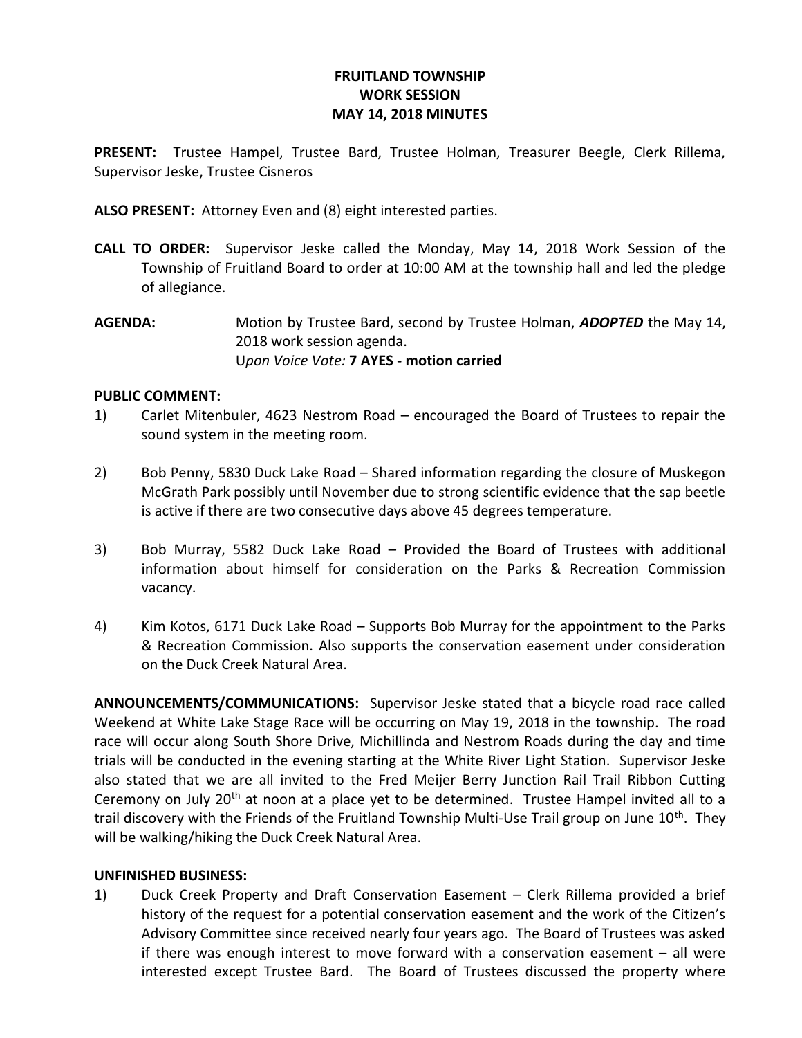**FRUITLAND TOWNSHIP**
**WORK SESSION**
**MAY 14, 2018 MINUTES**

**PRESENT:** Trustee Hampel, Trustee Bard, Trustee Holman, Treasurer Beegle, Clerk Rillema, Supervisor Jeske, Trustee Cisneros

**ALSO PRESENT:** Attorney Even and (8) eight interested parties.

**CALL TO ORDER:** Supervisor Jeske called the Monday, May 14, 2018 Work Session of the Township of Fruitland Board to order at 10:00 AM at the township hall and led the pledge of allegiance.

**AGENDA:** Motion by Trustee Bard, second by Trustee Holman, ***ADOPTED*** the May 14, 2018 work session agenda.
U*pon Voice Vote:* **7 AYES - motion carried**

**PUBLIC COMMENT:**

1) Carlet Mitenbuler, 4623 Nestrom Road – encouraged the Board of Trustees to repair the sound system in the meeting room.

2) Bob Penny, 5830 Duck Lake Road – Shared information regarding the closure of Muskegon McGrath Park possibly until November due to strong scientific evidence that the sap beetle is active if there are two consecutive days above 45 degrees temperature.

3) Bob Murray, 5582 Duck Lake Road – Provided the Board of Trustees with additional information about himself for consideration on the Parks & Recreation Commission vacancy.

4) Kim Kotos, 6171 Duck Lake Road – Supports Bob Murray for the appointment to the Parks & Recreation Commission. Also supports the conservation easement under consideration on the Duck Creek Natural Area.

**ANNOUNCEMENTS/COMMUNICATIONS:** Supervisor Jeske stated that a bicycle road race called Weekend at White Lake Stage Race will be occurring on May 19, 2018 in the township. The road race will occur along South Shore Drive, Michillinda and Nestrom Roads during the day and time trials will be conducted in the evening starting at the White River Light Station. Supervisor Jeske also stated that we are all invited to the Fred Meijer Berry Junction Rail Trail Ribbon Cutting Ceremony on July 20th at noon at a place yet to be determined. Trustee Hampel invited all to a trail discovery with the Friends of the Fruitland Township Multi-Use Trail group on June 10th. They will be walking/hiking the Duck Creek Natural Area.

**UNFINISHED BUSINESS:**

1) Duck Creek Property and Draft Conservation Easement – Clerk Rillema provided a brief history of the request for a potential conservation easement and the work of the Citizen's Advisory Committee since received nearly four years ago. The Board of Trustees was asked if there was enough interest to move forward with a conservation easement – all were interested except Trustee Bard. The Board of Trustees discussed the property where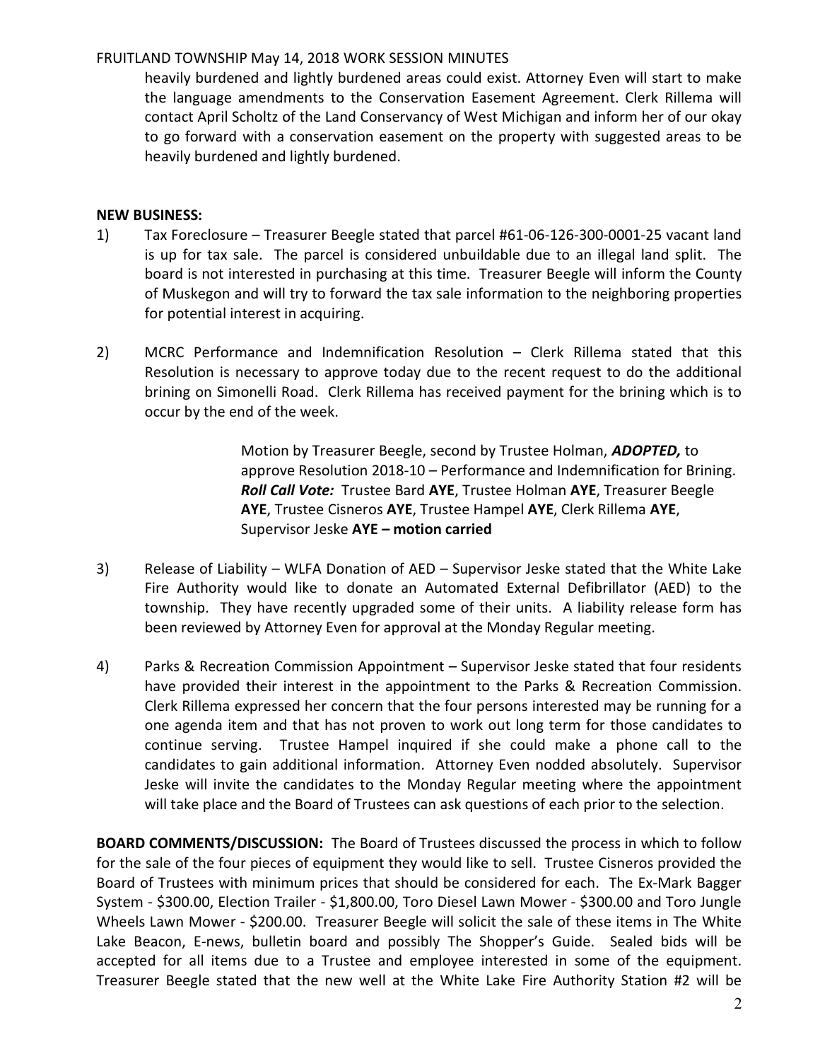heavily burdened and lightly burdened areas could exist. Attorney Even will start to make the language amendments to the Conservation Easement Agreement. Clerk Rillema will contact April Scholtz of the Land Conservancy of West Michigan and inform her of our okay to go forward with a conservation easement on the property with suggested areas to be heavily burdened and lightly burdened.

**NEW BUSINESS:**

1) Tax Foreclosure – Treasurer Beegle stated that parcel #61-06-126-300-0001-25 vacant land is up for tax sale. The parcel is considered unbuildable due to an illegal land split. The board is not interested in purchasing at this time. Treasurer Beegle will inform the County of Muskegon and will try to forward the tax sale information to the neighboring properties for potential interest in acquiring.

2) MCRC Performance and Indemnification Resolution – Clerk Rillema stated that this Resolution is necessary to approve today due to the recent request to do the additional brining on Simonelli Road. Clerk Rillema has received payment for the brining which is to occur by the end of the week.

   Motion by Treasurer Beegle, second by Trustee Holman, ***ADOPTED,*** to approve Resolution 2018-10 – Performance and Indemnification for Brining. ***Roll Call Vote:*** Trustee Bard **AYE**, Trustee Holman **AYE**, Treasurer Beegle **AYE**, Trustee Cisneros **AYE**, Trustee Hampel **AYE**, Clerk Rillema **AYE**, Supervisor Jeske **AYE – motion carried**

3) Release of Liability – WLFA Donation of AED – Supervisor Jeske stated that the White Lake Fire Authority would like to donate an Automated External Defibrillator (AED) to the township. They have recently upgraded some of their units. A liability release form has been reviewed by Attorney Even for approval at the Monday Regular meeting.

4) Parks & Recreation Commission Appointment – Supervisor Jeske stated that four residents have provided their interest in the appointment to the Parks & Recreation Commission. Clerk Rillema expressed her concern that the four persons interested may be running for a one agenda item and that has not proven to work out long term for those candidates to continue serving. Trustee Hampel inquired if she could make a phone call to the candidates to gain additional information. Attorney Even nodded absolutely. Supervisor Jeske will invite the candidates to the Monday Regular meeting where the appointment will take place and the Board of Trustees can ask questions of each prior to the selection.

**BOARD COMMENTS/DISCUSSION:** The Board of Trustees discussed the process in which to follow for the sale of the four pieces of equipment they would like to sell. Trustee Cisneros provided the Board of Trustees with minimum prices that should be considered for each. The Ex-Mark Bagger System - $300.00, Election Trailer - $1,800.00, Toro Diesel Lawn Mower - $300.00 and Toro Jungle Wheels Lawn Mower - $200.00. Treasurer Beegle will solicit the sale of these items in The White Lake Beacon, E-news, bulletin board and possibly The Shopper's Guide. Sealed bids will be accepted for all items due to a Trustee and employee interested in some of the equipment. Treasurer Beegle stated that the new well at the White Lake Fire Authority Station #2 will be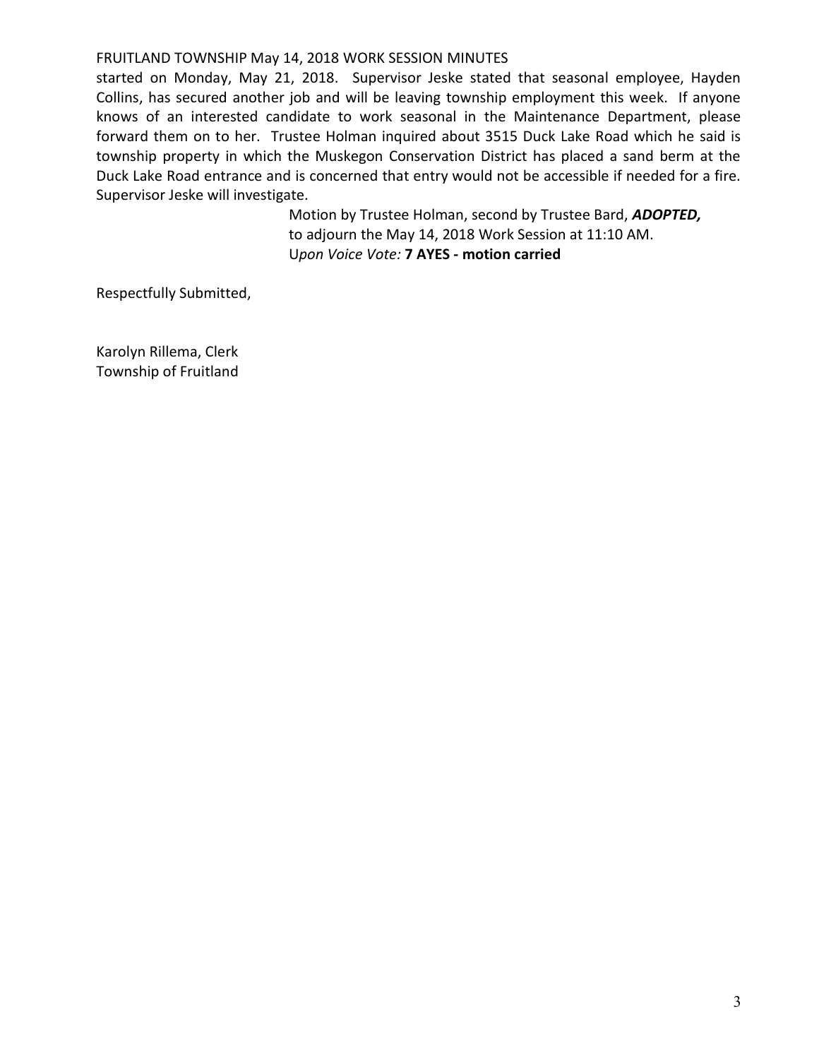started on Monday, May 21, 2018. Supervisor Jeske stated that seasonal employee, Hayden Collins, has secured another job and will be leaving township employment this week. If anyone knows of an interested candidate to work seasonal in the Maintenance Department, please forward them on to her. Trustee Holman inquired about 3515 Duck Lake Road which he said is township property in which the Muskegon Conservation District has placed a sand berm at the Duck Lake Road entrance and is concerned that entry would not be accessible if needed for a fire. Supervisor Jeske will investigate.

Motion by Trustee Holman, second by Trustee Bard, ***ADOPTED,*** to adjourn the May 14, 2018 Work Session at 11:10 AM.
U*pon Voice Vote:* **7 AYES - motion carried**

Respectfully Submitted,

Karolyn Rillema, Clerk
Township of Fruitland